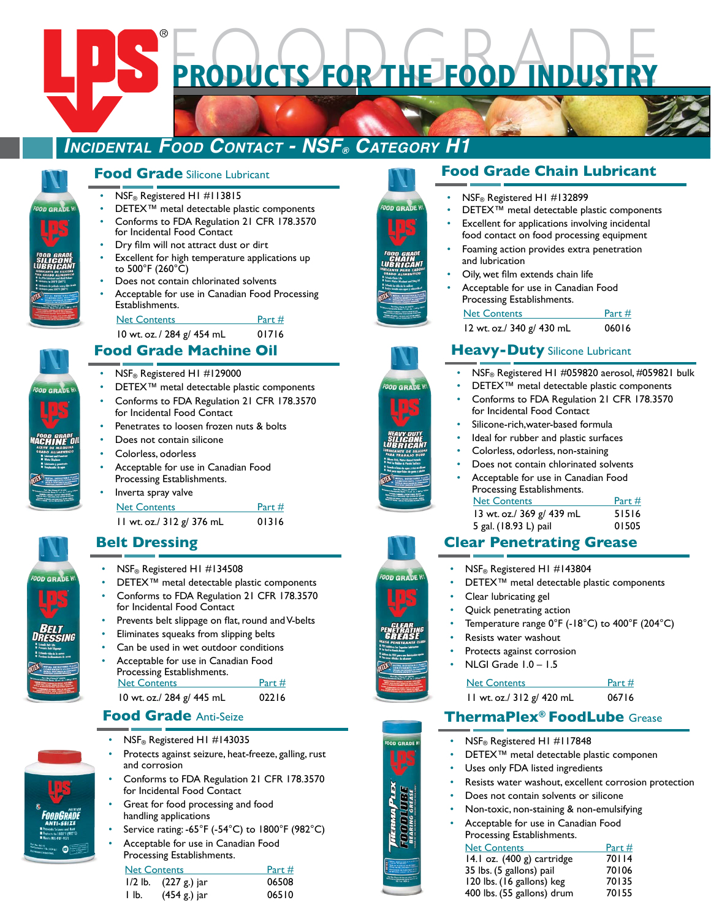# FOOD GRADE PRODUCTS FOR THE FOOD INDUSTRY

## INCIDENTAL FOOD CONTACT - NSF® CATEGORY H1

### Food Grade Silicone Lubricant

- NSF® Registered H1 #113815
- DETEX™ metal detectable plastic components
- Conforms to FDA Regulation 21 CFR 178.3570 for Incidental Food Contact
- Dry film will not attract dust or dirt
- Excellent for high temperature applications up to 500°F (260°C)
- Does not contain chlorinated solvents
- Acceptable for use in Canadian Food Processing Establishments.

| Net Contents | Part # |
|---|---|
| 10 wt. oz. / 284 g/ 454 mL | 01716 |

### Food Grade Machine Oil

- NSF® Registered H1 #129000
- DETEX™ metal detectable plastic components
- Conforms to FDA Regulation 21 CFR 178.3570 for Incidental Food Contact
- Penetrates to loosen frozen nuts & bolts
- Does not contain silicone
- Colorless, odorless
- Acceptable for use in Canadian Food Processing Establishments.
- Inverta spray valve

| Net Contents | Part # |
|---|---|
| 11 wt. oz./ 312 g/ 376 mL | 01316 |

### Belt Dressing

- NSF® Registered H1 #134508
- DETEX™ metal detectable plastic components
- Conforms to FDA Regulation 21 CFR 178.3570 for Incidental Food Contact
- Prevents belt slippage on flat, round and V-belts
- Eliminates squeaks from slipping belts
- Can be used in wet outdoor conditions
- Acceptable for use in Canadian Food Processing Establishments.

| Net Contents | Part # |
|---|---|
| 10 wt. oz./ 284 g/ 445 mL | 02216 |

### Food Grade Anti-Seize

- NSF® Registered H1 #143035
- Protects against seizure, heat-freeze, galling, rust and corrosion
- Conforms to FDA Regulation 21 CFR 178.3570 for Incidental Food Contact
- Great for food processing and food handling applications
- Service rating: -65°F (-54°C) to 1800°F (982°C)
- Acceptable for use in Canadian Food Processing Establishments.

| Net Contents | Part # |
|---|---|
| 1/2 lb. (227 g.) jar | 06508 |
| 1 lb. (454 g.) jar | 06510 |

### Food Grade Chain Lubricant

- NSF® Registered H1 #132899
- DETEX™ metal detectable plastic components
- Excellent for applications involving incidental food contact on food processing equipment
- Foaming action provides extra penetration and lubrication
- Oily, wet film extends chain life
- Acceptable for use in Canadian Food Processing Establishments.

| Net Contents | Part # |
|---|---|
| 12 wt. oz./ 340 g/ 430 mL | 06016 |

### Heavy-Duty Silicone Lubricant

- NSF® Registered H1 #059820 aerosol, #059821 bulk
- DETEX™ metal detectable plastic components
- Conforms to FDA Regulation 21 CFR 178.3570 for Incidental Food Contact
- Silicone-rich,water-based formula
- Ideal for rubber and plastic surfaces
- Colorless, odorless, non-staining
- Does not contain chlorinated solvents
- Acceptable for use in Canadian Food Processing Establishments.

| Net Contents | Part # |
|---|---|
| 13 wt. oz./ 369 g/ 439 mL | 51516 |
| 5 gal. (18.93 L) pail | 01505 |

### Clear Penetrating Grease

- NSF® Registered H1 #143804
- DETEX™ metal detectable plastic components
- Clear lubricating gel
- Quick penetrating action
- Temperature range 0°F (-18°C) to 400°F (204°C)
- Resists water washout
- Protects against corrosion
- NLGI Grade 1.0 – 1.5

| Net Contents | Part # |
|---|---|
| 11 wt. oz./ 312 g/ 420 mL | 06716 |

### ThermaPlex® FoodLube Grease

- NSF® Registered H1 #117848
- DETEX™ metal detectable plastic componen
- Uses only FDA listed ingredients
- Resists water washout, excellent corrosion protection
- Does not contain solvents or silicone
- Non-toxic, non-staining & non-emulsifying
- Acceptable for use in Canadian Food Processing Establishments.

| Net Contents | Part # |
|---|---|
| 14.1 oz. (400 g) cartridge | 70114 |
| 35 lbs. (5 gallons) pail | 70106 |
| 120 lbs. (16 gallons) keg | 70135 |
| 400 lbs. (55 gallons) drum | 70155 |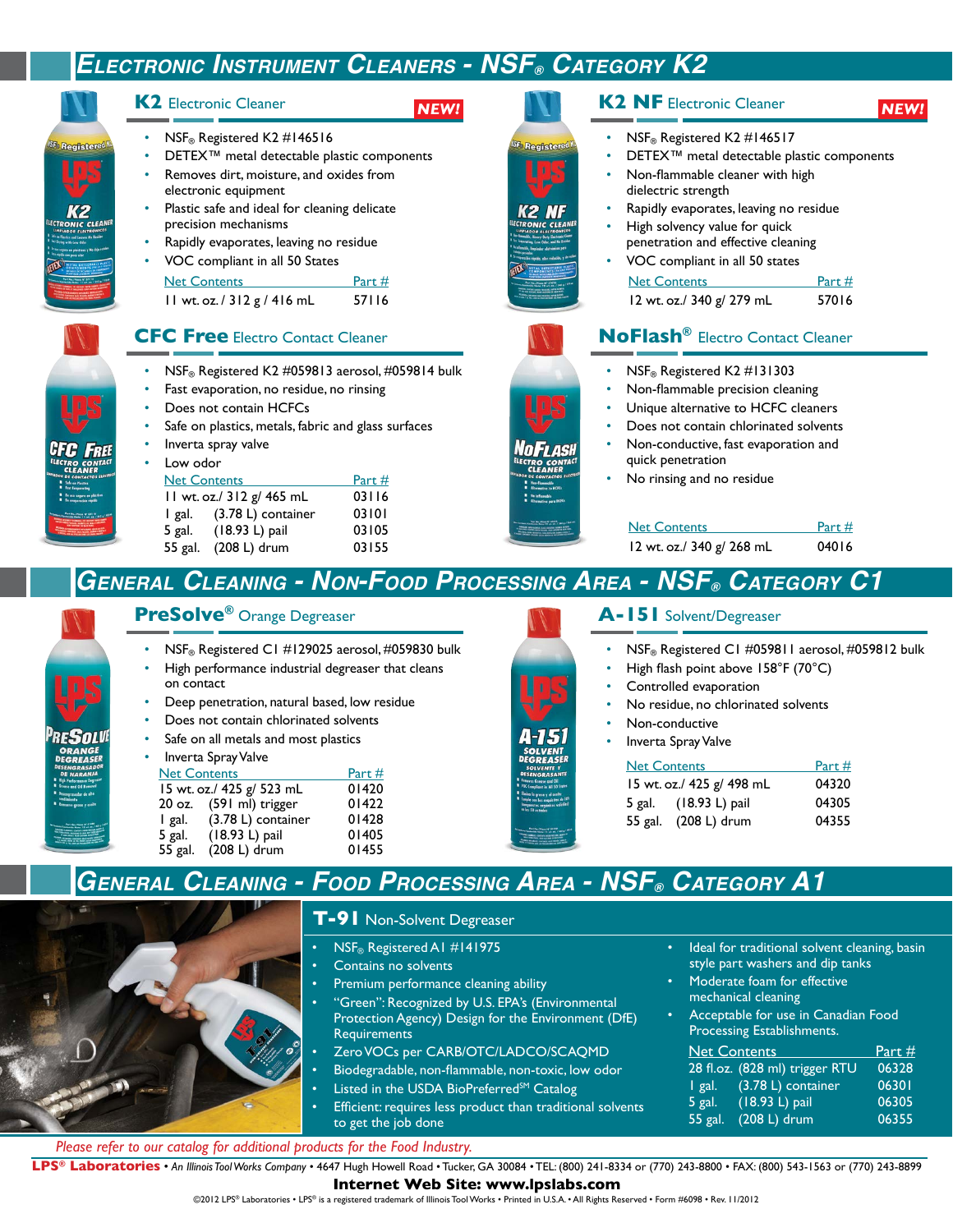# Electronic Instrument Cleaners - NSF® Category K2

## K2 Electronic Cleaner

**NEW!**

- NSF® Registered K2 #146516
- DETEX™ metal detectable plastic components
- Removes dirt, moisture, and oxides from electronic equipment
- Plastic safe and ideal for cleaning delicate precision mechanisms
- Rapidly evaporates, leaving no residue
- VOC compliant in all 50 States

| Net Contents | Part # |
|---|---|
| 11 wt. oz. / 312 g / 416 mL | 57116 |

## K2 NF Electronic Cleaner

**NEW!**

- NSF® Registered K2 #146517
- DETEX™ metal detectable plastic components
- Non-flammable cleaner with high dielectric strength
- Rapidly evaporates, leaving no residue
- High solvency value for quick penetration and effective cleaning
- VOC compliant in all 50 states

| Net Contents | Part # |
|---|---|
| 12 wt. oz./ 340 g/ 279 mL | 57016 |

## CFC Free Electro Contact Cleaner

- NSF® Registered K2 #059813 aerosol, #059814 bulk
- Fast evaporation, no residue, no rinsing
- Does not contain HCFCs
- Safe on plastics, metals, fabric and glass surfaces
- Inverta spray valve
- Low odor

| Net Contents | Part # |
|---|---|
| 11 wt. oz./ 312 g/ 465 mL | 03116 |
| 1 gal. (3.78 L) container | 03101 |
| 5 gal. (18.93 L) pail | 03105 |
| 55 gal. (208 L) drum | 03155 |

## NoFlash® Electro Contact Cleaner

- NSF® Registered K2 #131303
- Non-flammable precision cleaning
- Unique alternative to HCFC cleaners
- Does not contain chlorinated solvents
- Non-conductive, fast evaporation and quick penetration
- No rinsing and no residue

| Net Contents | Part # |
|---|---|
| 12 wt. oz./ 340 g/ 268 mL | 04016 |

# General Cleaning - Non-Food Processing Area - NSF® Category C1

## PreSolve® Orange Degreaser

- NSF® Registered C1 #129025 aerosol, #059830 bulk
- High performance industrial degreaser that cleans on contact
- Deep penetration, natural based, low residue
- Does not contain chlorinated solvents
- Safe on all metals and most plastics
- Inverta Spray Valve

| Net Contents | Part # |
|---|---|
| 15 wt. oz./ 425 g/ 523 mL | 01420 |
| 20 oz. (591 ml) trigger | 01422 |
| 1 gal. (3.78 L) container | 01428 |
| 5 gal. (18.93 L) pail | 01405 |
| 55 gal. (208 L) drum | 01455 |

## A-151 Solvent/Degreaser

- NSF® Registered C1 #059811 aerosol, #059812 bulk
- High flash point above 158°F (70°C)
- Controlled evaporation
- No residue, no chlorinated solvents
- Non-conductive
- Inverta Spray Valve

| Net Contents | Part # |
|---|---|
| 15 wt. oz./ 425 g/ 498 mL | 04320 |
| 5 gal. (18.93 L) pail | 04305 |
| 55 gal. (208 L) drum | 04355 |

# General Cleaning - Food Processing Area - NSF® Category A1

## T-91 Non-Solvent Degreaser

- NSF® Registered A1 #141975
- Contains no solvents
- Premium performance cleaning ability
- "Green": Recognized by U.S. EPA's (Environmental Protection Agency) Design for the Environment (DfE) Requirements
- Zero VOCs per CARB/OTC/LADCO/SCAQMD
- Biodegradable, non-flammable, non-toxic, low odor
- Listed in the USDA BioPreferred℠ Catalog
- Efficient: requires less product than traditional solvents to get the job done
- Ideal for traditional solvent cleaning, basin style part washers and dip tanks
- Moderate foam for effective mechanical cleaning
- Acceptable for use in Canadian Food Processing Establishments.

| Net Contents | Part # |
|---|---|
| 28 fl.oz. (828 ml) trigger RTU | 06328 |
| 1 gal. (3.78 L) container | 06301 |
| 5 gal. (18.93 L) pail | 06305 |
| 55 gal. (208 L) drum | 06355 |

*Please refer to our catalog for additional products for the Food Industry.*

**LPS® Laboratories** • *An Illinois Tool Works Company* • 4647 Hugh Howell Road • Tucker, GA 30084 • TEL: (800) 241-8334 or (770) 243-8800 • FAX: (800) 543-1563 or (770) 243-8899

**Internet Web Site: www.lpslabs.com**

©2012 LPS® Laboratories • LPS® is a registered trademark of Illinois Tool Works • Printed in U.S.A. • All Rights Reserved • Form #6098 • Rev. 11/2012